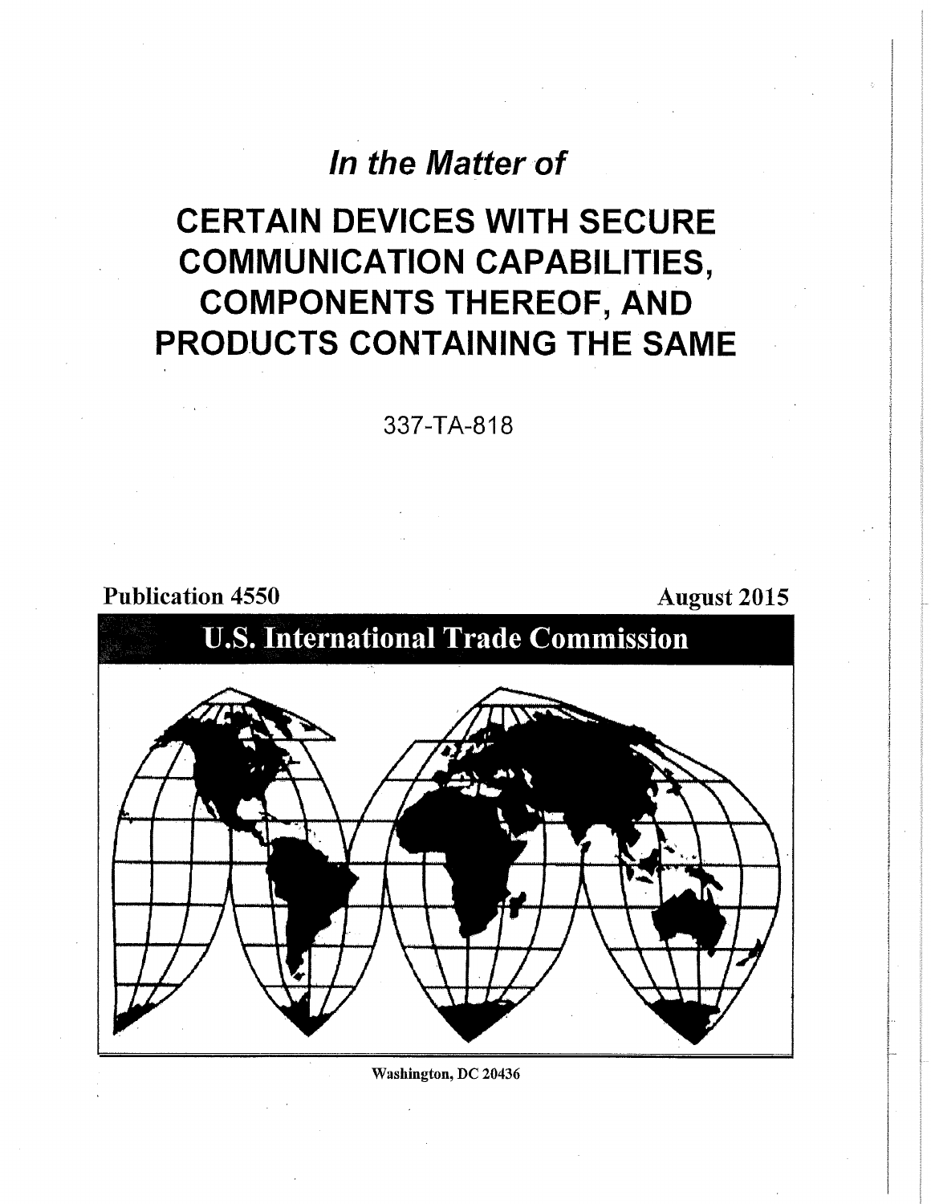*In the Matter of*

# CERTAIN DEVICES WITH SECURE COMMUNICATION CAPABILITIES, COMPONENTS THEREOF, AND PRODUCTS CONTAINING THE SAME

337-TA-818

**Publication 4550** **August 2015**

## U.S. International Trade Commission

Washington, DC 20436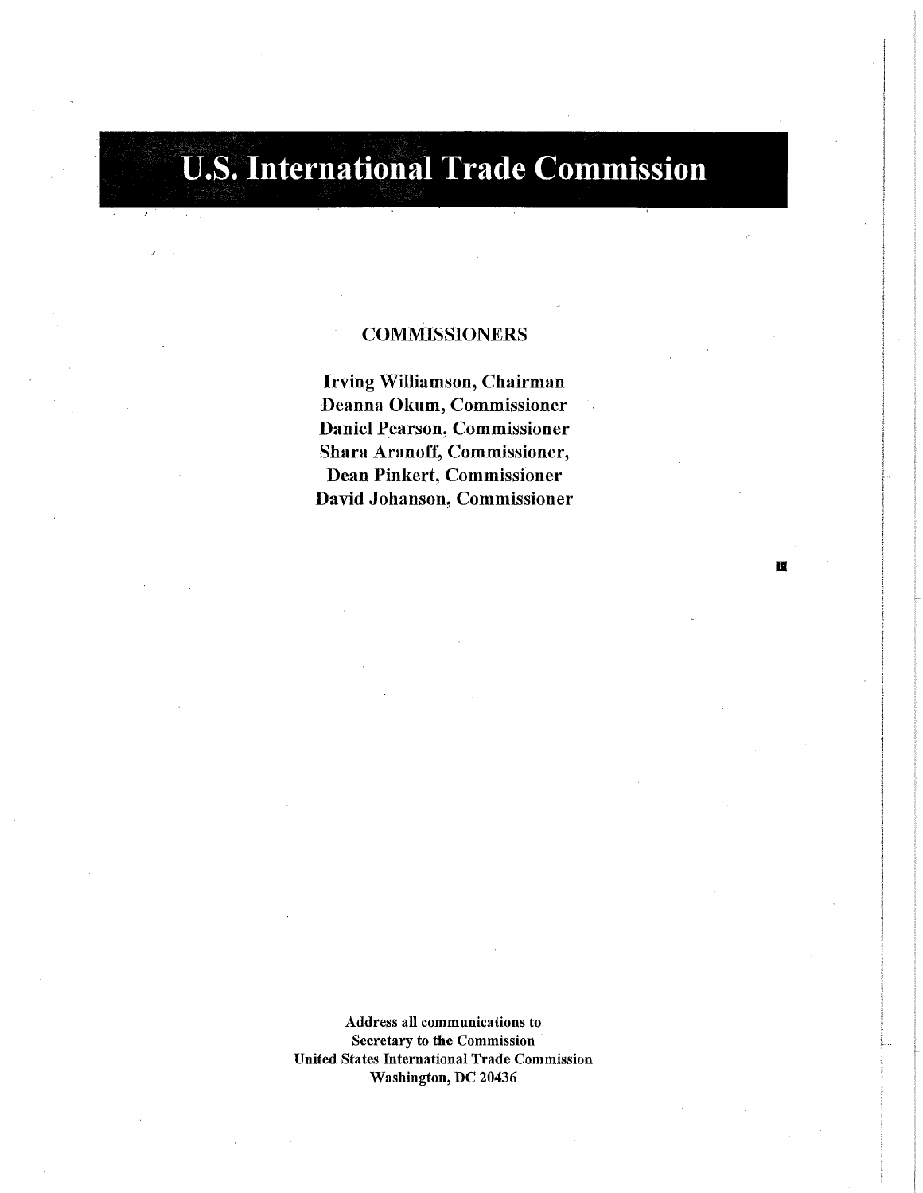# U.S. International Trade Commission

## COMMISSIONERS

**Irving Williamson, Chairman**
**Deanna Okum, Commissioner**
**Daniel Pearson, Commissioner**
**Shara Aranoff, Commissioner,**
**Dean Pinkert, Commissioner**
**David Johanson, Commissioner**

**Address all communications to**
**Secretary to the Commission**
**United States International Trade Commission**
**Washington, DC 20436**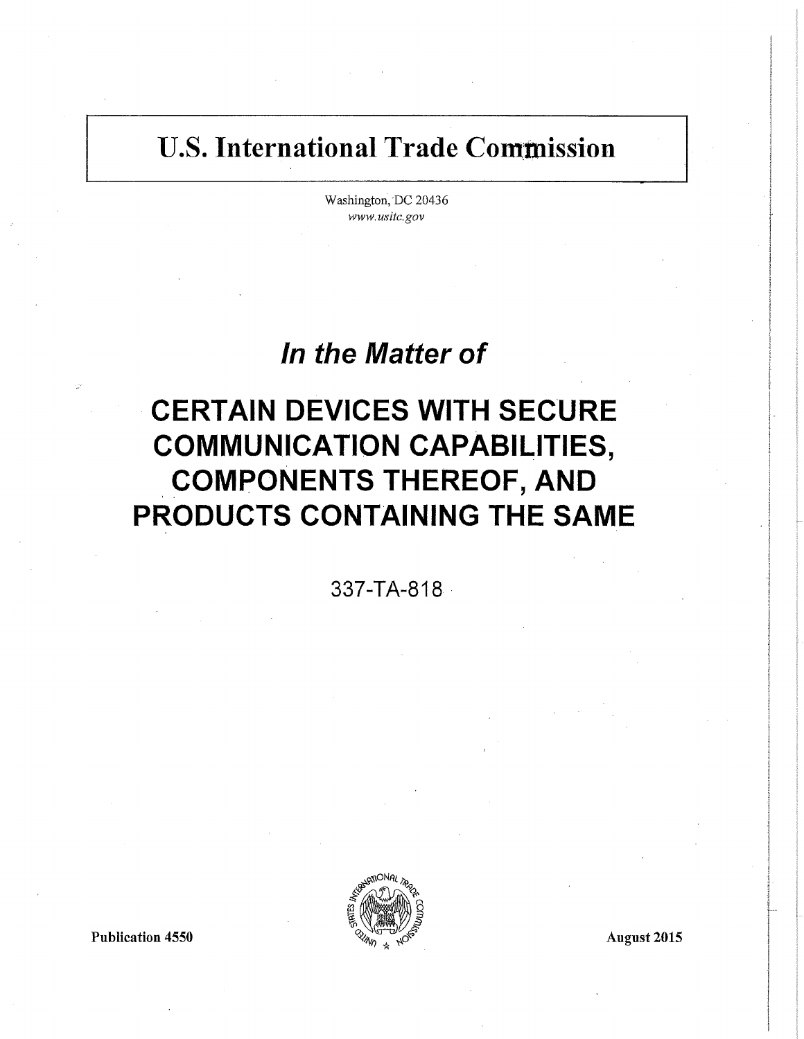# U.S. International Trade Commission

Washington, DC 20436
*www.usitc.gov*

## *In the Matter of*

# CERTAIN DEVICES WITH SECURE COMMUNICATION CAPABILITIES, COMPONENTS THEREOF, AND PRODUCTS CONTAINING THE SAME

337-TA-818

**Publication 4550**

**August 2015**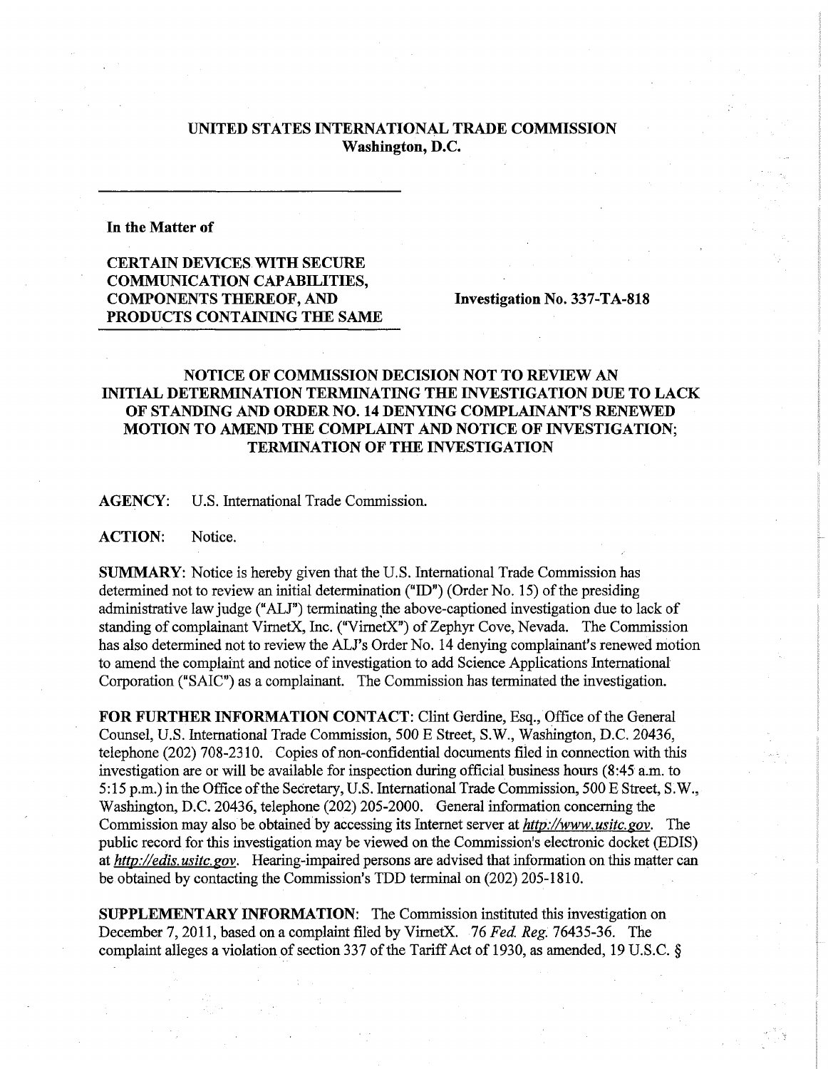# UNITED STATES INTERNATIONAL TRADE COMMISSION
## Washington, D.C.

**In the Matter of**

**CERTAIN DEVICES WITH SECURE COMMUNICATION CAPABILITIES, COMPONENTS THEREOF, AND PRODUCTS CONTAINING THE SAME**

**Investigation No. 337-TA-818**

## NOTICE OF COMMISSION DECISION NOT TO REVIEW AN INITIAL DETERMINATION TERMINATING THE INVESTIGATION DUE TO LACK OF STANDING AND ORDER NO. 14 DENYING COMPLAINANT'S RENEWED MOTION TO AMEND THE COMPLAINT AND NOTICE OF INVESTIGATION; TERMINATION OF THE INVESTIGATION

**AGENCY:** U.S. International Trade Commission.

**ACTION:** Notice.

**SUMMARY:** Notice is hereby given that the U.S. International Trade Commission has determined not to review an initial determination ("ID") (Order No. 15) of the presiding administrative law judge ("ALJ") terminating the above-captioned investigation due to lack of standing of complainant VirnetX, Inc. ("VirnetX") of Zephyr Cove, Nevada. The Commission has also determined not to review the ALJ's Order No. 14 denying complainant's renewed motion to amend the complaint and notice of investigation to add Science Applications International Corporation ("SAIC") as a complainant. The Commission has terminated the investigation.

**FOR FURTHER INFORMATION CONTACT:** Clint Gerdine, Esq., Office of the General Counsel, U.S. International Trade Commission, 500 E Street, S.W., Washington, D.C. 20436, telephone (202) 708-2310. Copies of non-confidential documents filed in connection with this investigation are or will be available for inspection during official business hours (8:45 a.m. to 5:15 p.m.) in the Office of the Secretary, U.S. International Trade Commission, 500 E Street, S.W., Washington, D.C. 20436, telephone (202) 205-2000. General information concerning the Commission may also be obtained by accessing its Internet server at *http://www.usitc.gov*. The public record for this investigation may be viewed on the Commission's electronic docket (EDIS) at *http://edis.usitc.gov*. Hearing-impaired persons are advised that information on this matter can be obtained by contacting the Commission's TDD terminal on (202) 205-1810.

**SUPPLEMENTARY INFORMATION:** The Commission instituted this investigation on December 7, 2011, based on a complaint filed by VirnetX. 76 *Fed. Reg.* 76435-36. The complaint alleges a violation of section 337 of the Tariff Act of 1930, as amended, 19 U.S.C. §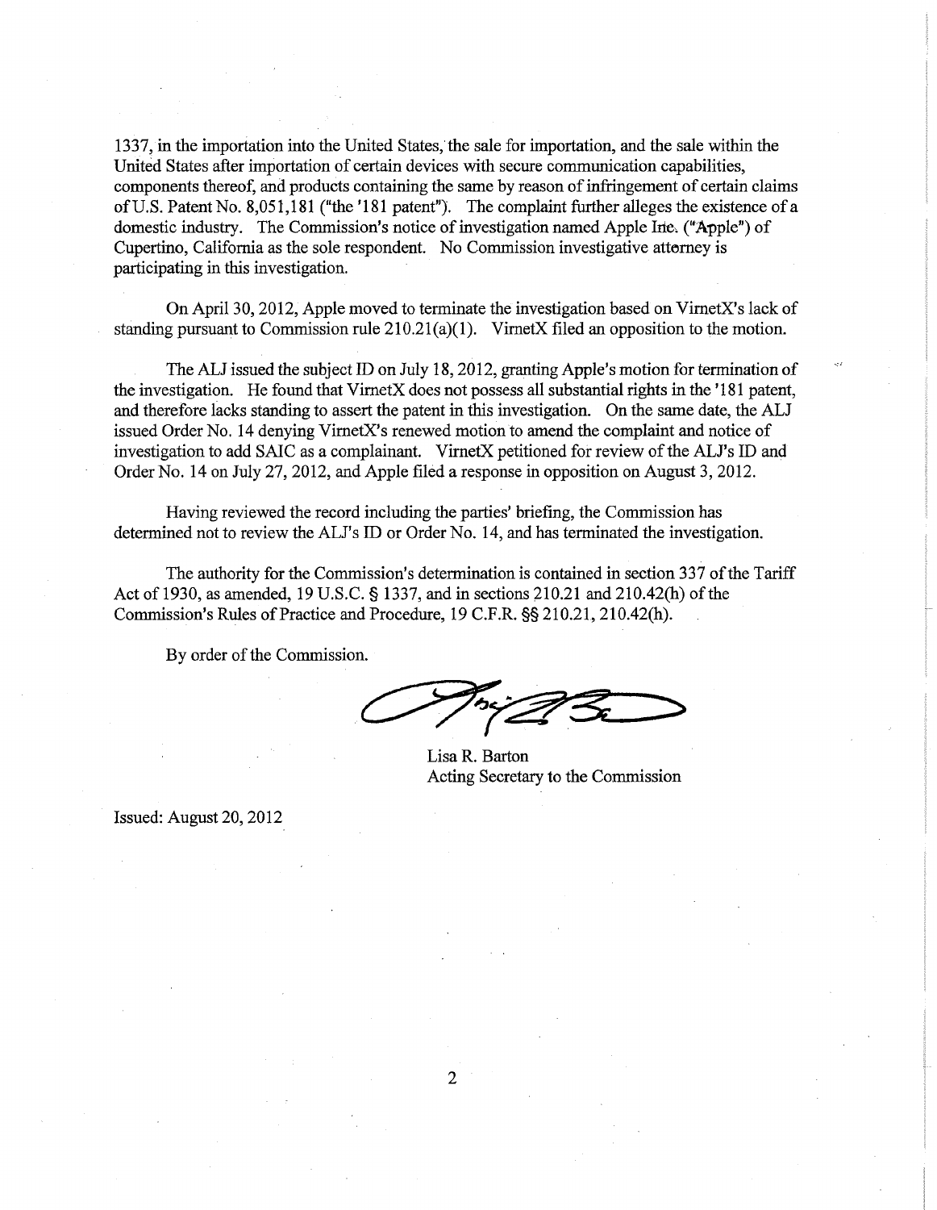1337, in the importation into the United States, the sale for importation, and the sale within the United States after importation of certain devices with secure communication capabilities, components thereof, and products containing the same by reason of infringement of certain claims of U.S. Patent No. 8,051,181 ("the '181 patent"). The complaint further alleges the existence of a domestic industry. The Commission's notice of investigation named Apple Inc. ("Apple") of Cupertino, California as the sole respondent. No Commission investigative attorney is participating in this investigation.

On April 30, 2012, Apple moved to terminate the investigation based on VirnetX's lack of standing pursuant to Commission rule 210.21(a)(1). VirnetX filed an opposition to the motion.

The ALJ issued the subject ID on July 18, 2012, granting Apple's motion for termination of the investigation. He found that VirnetX does not possess all substantial rights in the '181 patent, and therefore lacks standing to assert the patent in this investigation. On the same date, the ALJ issued Order No. 14 denying VirnetX's renewed motion to amend the complaint and notice of investigation to add SAIC as a complainant. VirnetX petitioned for review of the ALJ's ID and Order No. 14 on July 27, 2012, and Apple filed a response in opposition on August 3, 2012.

Having reviewed the record including the parties' briefing, the Commission has determined not to review the ALJ's ID or Order No. 14, and has terminated the investigation.

The authority for the Commission's determination is contained in section 337 of the Tariff Act of 1930, as amended, 19 U.S.C. § 1337, and in sections 210.21 and 210.42(h) of the Commission's Rules of Practice and Procedure, 19 C.F.R. §§ 210.21, 210.42(h).

By order of the Commission.

Lisa R. Barton
Acting Secretary to the Commission

Issued: August 20, 2012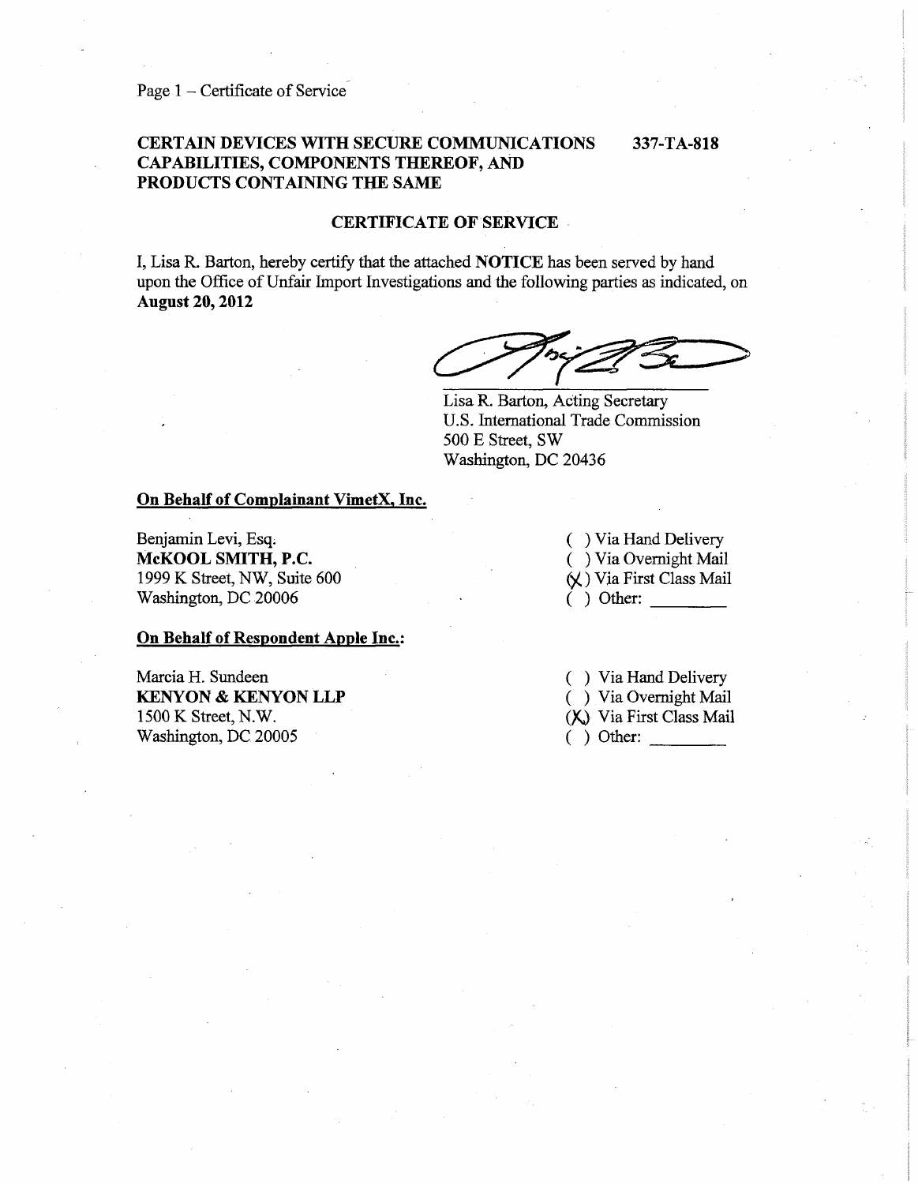Page 1 – Certificate of Service

**CERTAIN DEVICES WITH SECURE COMMUNICATIONS CAPABILITIES, COMPONENTS THEREOF, AND PRODUCTS CONTAINING THE SAME** **337-TA-818**

**CERTIFICATE OF SERVICE**

I, Lisa R. Barton, hereby certify that the attached **NOTICE** has been served by hand upon the Office of Unfair Import Investigations and the following parties as indicated, on **August 20, 2012**

Lisa R. Barton, Acting Secretary
U.S. International Trade Commission
500 E Street, SW
Washington, DC 20436

**On Behalf of Complainant VimetX, Inc.**

Benjamin Levi, Esq.
**McKOOL SMITH, P.C.**
1999 K Street, NW, Suite 600
Washington, DC 20006

( ) Via Hand Delivery
( ) Via Overnight Mail
(X) Via First Class Mail
( ) Other: ________

**On Behalf of Respondent Apple Inc.:**

Marcia H. Sundeen
**KENYON & KENYON LLP**
1500 K Street, N.W.
Washington, DC 20005

( ) Via Hand Delivery
( ) Via Overnight Mail
(X) Via First Class Mail
( ) Other: ________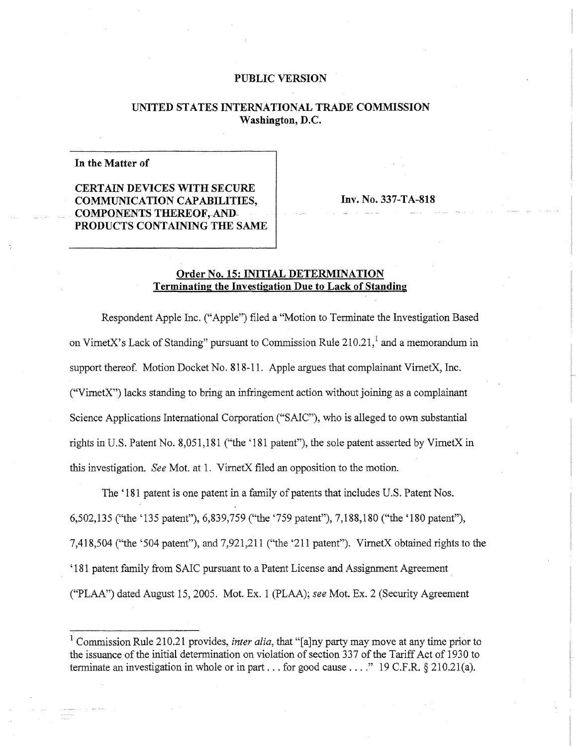PUBLIC VERSION

# UNITED STATES INTERNATIONAL TRADE COMMISSION
## Washington, D.C.

| |
|---|
| **In the Matter of**<br><br>**CERTAIN DEVICES WITH SECURE COMMUNICATION CAPABILITIES, COMPONENTS THEREOF, AND PRODUCTS CONTAINING THE SAME** |

**Inv. No. 337-TA-818**

**Order No. 15: INITIAL DETERMINATION**
**Terminating the Investigation Due to Lack of Standing**

Respondent Apple Inc. ("Apple") filed a "Motion to Terminate the Investigation Based on VirnetX's Lack of Standing" pursuant to Commission Rule 210.21,[1] and a memorandum in support thereof. Motion Docket No. 818-11. Apple argues that complainant VirnetX, Inc. ("VirnetX") lacks standing to bring an infringement action without joining as a complainant Science Applications International Corporation ("SAIC"), who is alleged to own substantial rights in U.S. Patent No. 8,051,181 ("the '181 patent"), the sole patent asserted by VirnetX in this investigation. *See* Mot. at 1. VirnetX filed an opposition to the motion.

The '181 patent is one patent in a family of patents that includes U.S. Patent Nos. 6,502,135 ("the '135 patent"), 6,839,759 ("the '759 patent"), 7,188,180 ("the '180 patent"), 7,418,504 ("the '504 patent"), and 7,921,211 ("the '211 patent"). VirnetX obtained rights to the '181 patent family from SAIC pursuant to a Patent License and Assignment Agreement ("PLAA") dated August 15, 2005. Mot. Ex. 1 (PLAA); *see* Mot. Ex. 2 (Security Agreement

---

[1] Commission Rule 210.21 provides, *inter alia*, that "[a]ny party may move at any time prior to the issuance of the initial determination on violation of section 337 of the Tariff Act of 1930 to terminate an investigation in whole or in part . . . for good cause . . . ." 19 C.F.R. § 210.21(a).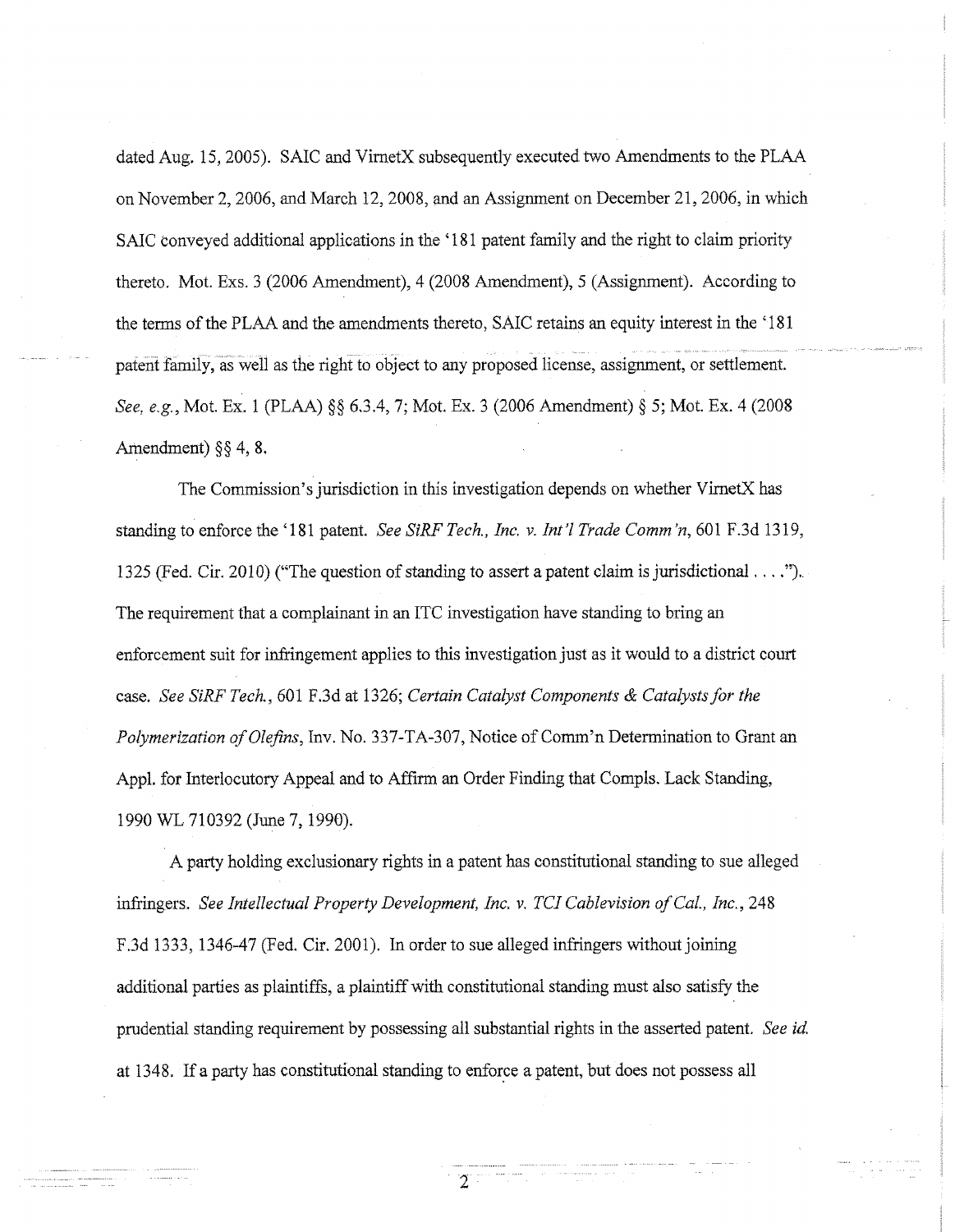dated Aug. 15, 2005). SAIC and VirnetX subsequently executed two Amendments to the PLAA on November 2, 2006, and March 12, 2008, and an Assignment on December 21, 2006, in which SAIC conveyed additional applications in the '181 patent family and the right to claim priority thereto. Mot. Exs. 3 (2006 Amendment), 4 (2008 Amendment), 5 (Assignment). According to the terms of the PLAA and the amendments thereto, SAIC retains an equity interest in the '181 patent family, as well as the right to object to any proposed license, assignment, or settlement. *See, e.g.*, Mot. Ex. 1 (PLAA) §§ 6.3.4, 7; Mot. Ex. 3 (2006 Amendment) § 5; Mot. Ex. 4 (2008 Amendment) §§ 4, 8.

The Commission's jurisdiction in this investigation depends on whether VirnetX has standing to enforce the '181 patent. *See SiRF Tech., Inc. v. Int'l Trade Comm'n*, 601 F.3d 1319, 1325 (Fed. Cir. 2010) ("The question of standing to assert a patent claim is jurisdictional . . . ."). The requirement that a complainant in an ITC investigation have standing to bring an enforcement suit for infringement applies to this investigation just as it would to a district court case. *See SiRF Tech.*, 601 F.3d at 1326; *Certain Catalyst Components & Catalysts for the Polymerization of Olefins*, Inv. No. 337-TA-307, Notice of Comm'n Determination to Grant an Appl. for Interlocutory Appeal and to Affirm an Order Finding that Compls. Lack Standing, 1990 WL 710392 (June 7, 1990).

A party holding exclusionary rights in a patent has constitutional standing to sue alleged infringers. *See Intellectual Property Development, Inc. v. TCI Cablevision of Cal., Inc.*, 248 F.3d 1333, 1346-47 (Fed. Cir. 2001). In order to sue alleged infringers without joining additional parties as plaintiffs, a plaintiff with constitutional standing must also satisfy the prudential standing requirement by possessing all substantial rights in the asserted patent. *See id.* at 1348. If a party has constitutional standing to enforce a patent, but does not possess all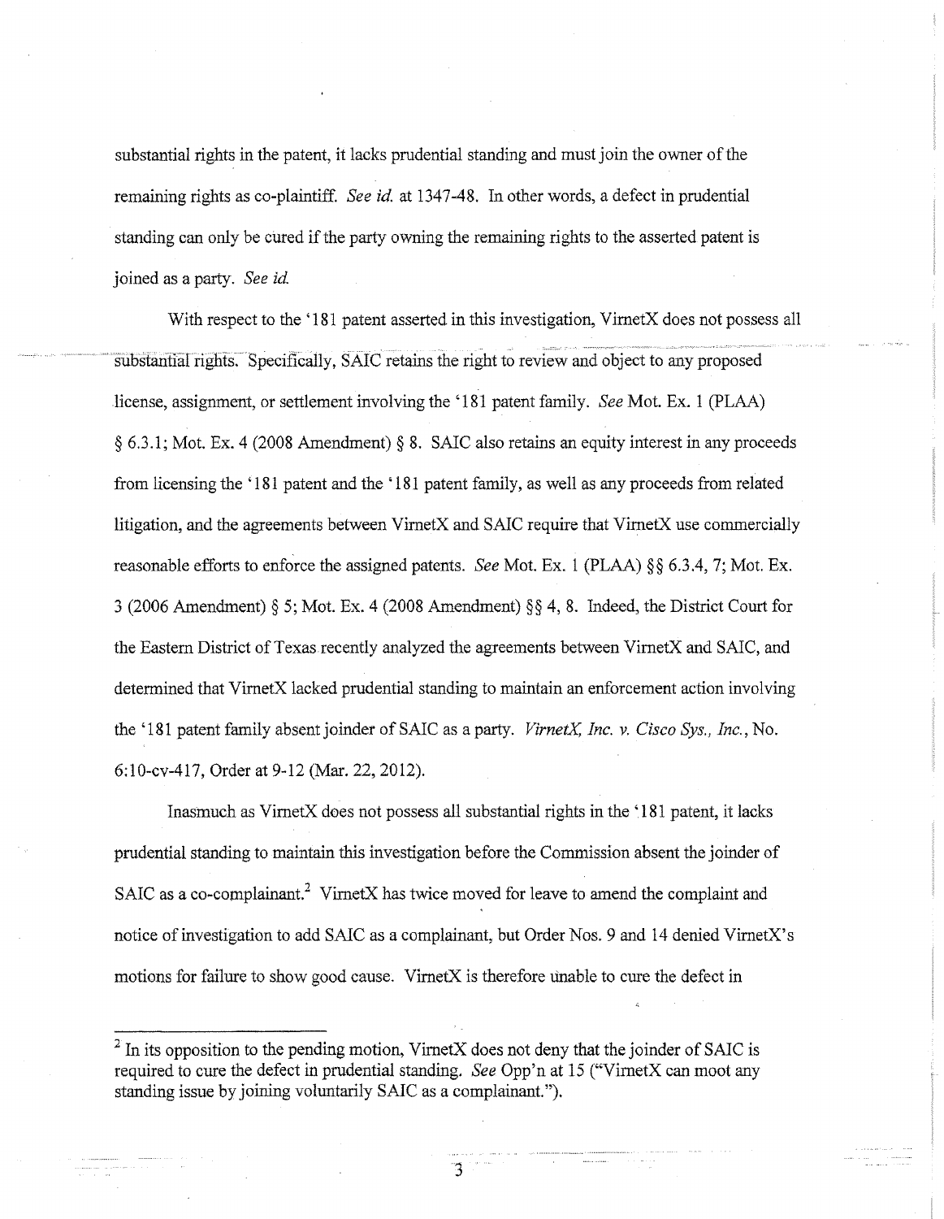substantial rights in the patent, it lacks prudential standing and must join the owner of the remaining rights as co-plaintiff. *See id.* at 1347-48. In other words, a defect in prudential standing can only be cured if the party owning the remaining rights to the asserted patent is joined as a party. *See id.*

With respect to the '181 patent asserted in this investigation, VirnetX does not possess all substantial rights. Specifically, SAIC retains the right to review and object to any proposed license, assignment, or settlement involving the '181 patent family. *See* Mot. Ex. 1 (PLAA) § 6.3.1; Mot. Ex. 4 (2008 Amendment) § 8. SAIC also retains an equity interest in any proceeds from licensing the '181 patent and the '181 patent family, as well as any proceeds from related litigation, and the agreements between VirnetX and SAIC require that VirnetX use commercially reasonable efforts to enforce the assigned patents. *See* Mot. Ex. 1 (PLAA) §§ 6.3.4, 7; Mot. Ex. 3 (2006 Amendment) § 5; Mot. Ex. 4 (2008 Amendment) §§ 4, 8. Indeed, the District Court for the Eastern District of Texas recently analyzed the agreements between VirnetX and SAIC, and determined that VirnetX lacked prudential standing to maintain an enforcement action involving the '181 patent family absent joinder of SAIC as a party. *VirnetX, Inc. v. Cisco Sys., Inc.*, No. 6:10-cv-417, Order at 9-12 (Mar. 22, 2012).

Inasmuch as VirnetX does not possess all substantial rights in the '181 patent, it lacks prudential standing to maintain this investigation before the Commission absent the joinder of SAIC as a co-complainant.[2] VirnetX has twice moved for leave to amend the complaint and notice of investigation to add SAIC as a complainant, but Order Nos. 9 and 14 denied VirnetX's motions for failure to show good cause. VirnetX is therefore unable to cure the defect in

---

[2] In its opposition to the pending motion, VirnetX does not deny that the joinder of SAIC is required to cure the defect in prudential standing. *See* Opp'n at 15 ("VirnetX can moot any standing issue by joining voluntarily SAIC as a complainant.").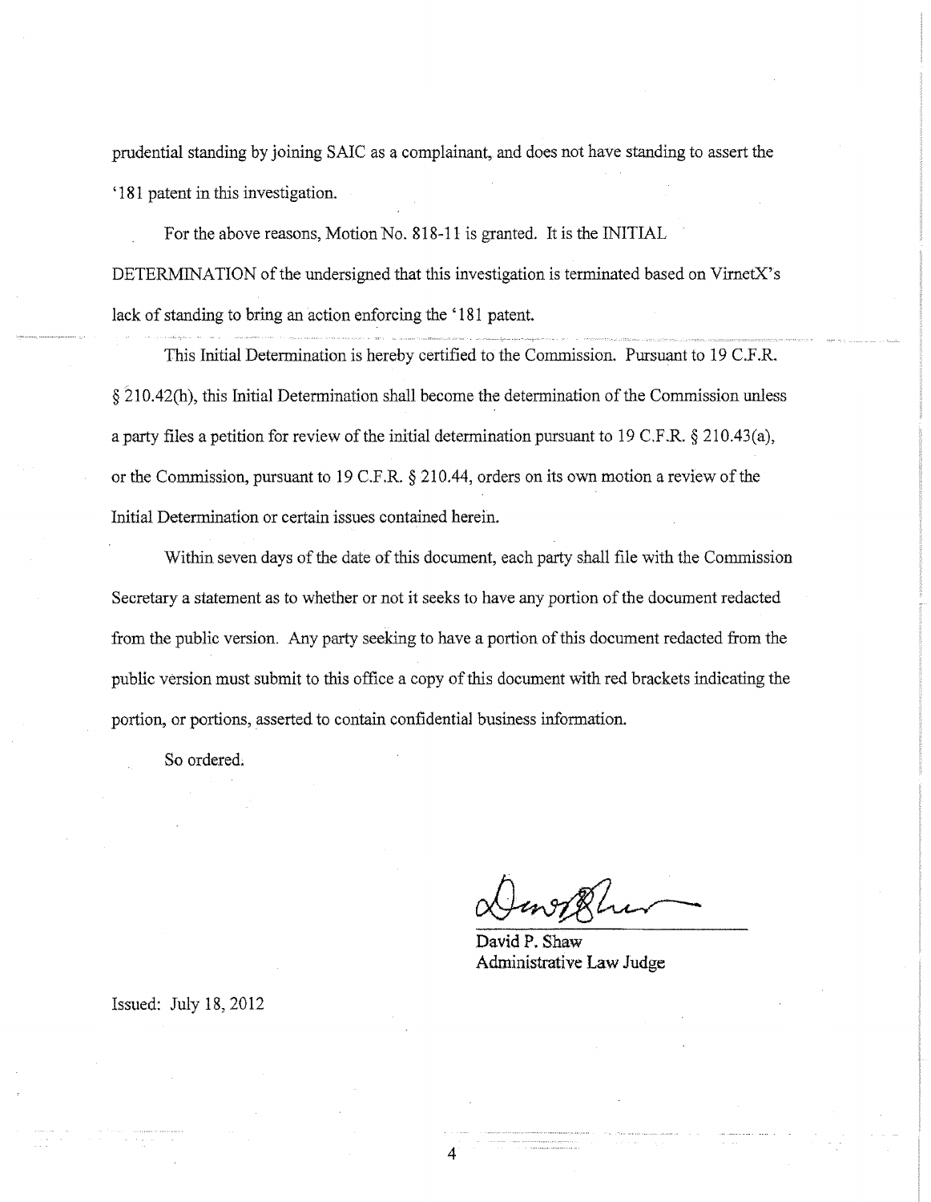prudential standing by joining SAIC as a complainant, and does not have standing to assert the '181 patent in this investigation.

For the above reasons, Motion No. 818-11 is granted. It is the INITIAL DETERMINATION of the undersigned that this investigation is terminated based on VirnetX's lack of standing to bring an action enforcing the '181 patent.

This Initial Determination is hereby certified to the Commission. Pursuant to 19 C.F.R. § 210.42(h), this Initial Determination shall become the determination of the Commission unless a party files a petition for review of the initial determination pursuant to 19 C.F.R. § 210.43(a), or the Commission, pursuant to 19 C.F.R. § 210.44, orders on its own motion a review of the Initial Determination or certain issues contained herein.

Within seven days of the date of this document, each party shall file with the Commission Secretary a statement as to whether or not it seeks to have any portion of the document redacted from the public version. Any party seeking to have a portion of this document redacted from the public version must submit to this office a copy of this document with red brackets indicating the portion, or portions, asserted to contain confidential business information.

So ordered.

David P. Shaw
Administrative Law Judge

Issued: July 18, 2012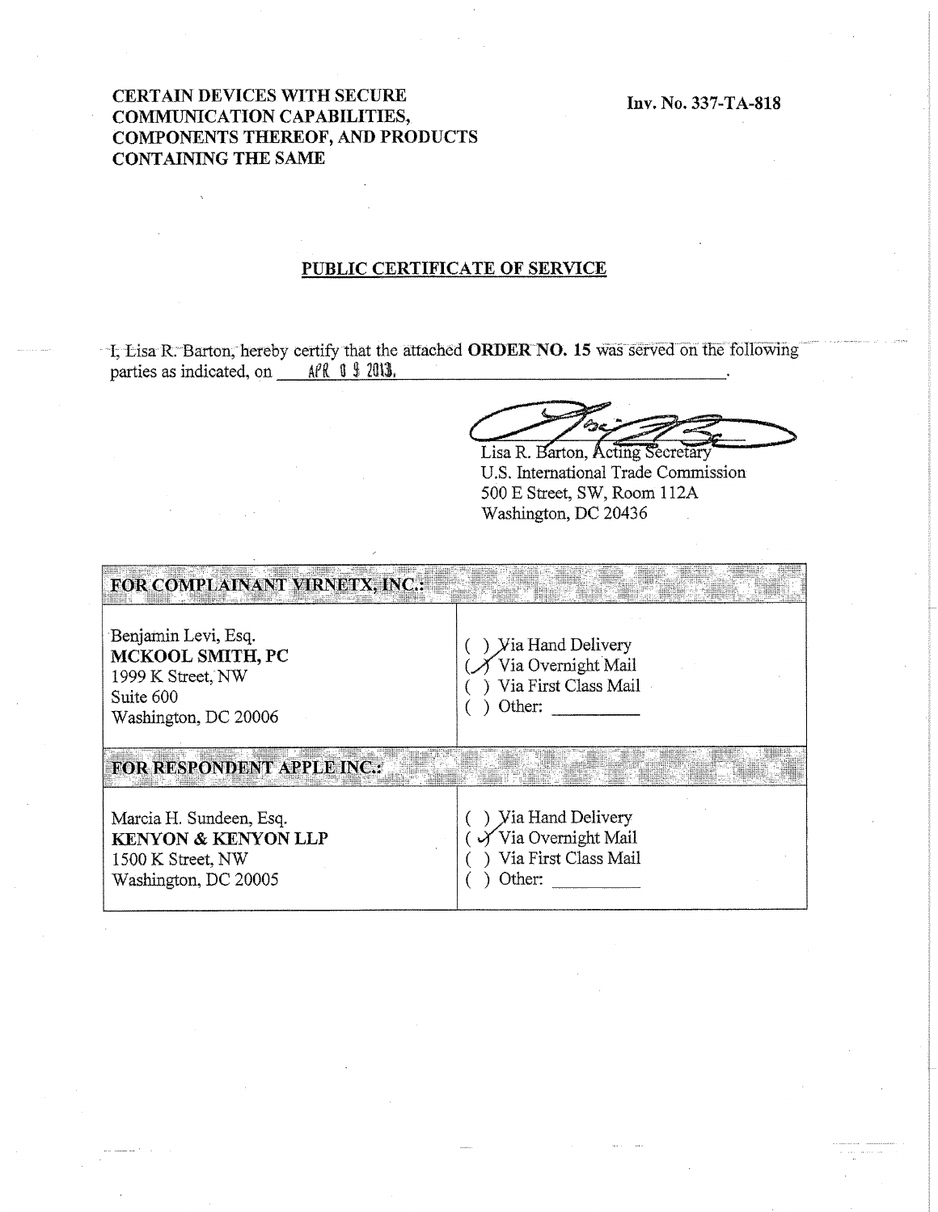**CERTAIN DEVICES WITH SECURE COMMUNICATION CAPABILITIES, COMPONENTS THEREOF, AND PRODUCTS CONTAINING THE SAME**

**Inv. No. 337-TA-818**

## PUBLIC CERTIFICATE OF SERVICE

I, Lisa R. Barton, hereby certify that the attached **ORDER NO. 15** was served on the following parties as indicated, on APR 09 2013.

Lisa R. Barton, Acting Secretary
U.S. International Trade Commission
500 E Street, SW, Room 112A
Washington, DC 20436

| **FOR COMPLAINANT VIRNETX, INC.:** | |
|---|---|
| Benjamin Levi, Esq.<br>**MCKOOL SMITH, PC**<br>1999 K Street, NW<br>Suite 600<br>Washington, DC 20006 | ( ) Via Hand Delivery<br>(✓) Via Overnight Mail<br>( ) Via First Class Mail<br>( ) Other: ________ |
| **FOR RESPONDENT APPLE INC.:** | |
| Marcia H. Sundeen, Esq.<br>**KENYON & KENYON LLP**<br>1500 K Street, NW<br>Washington, DC 20005 | ( ) Via Hand Delivery<br>(✓) Via Overnight Mail<br>( ) Via First Class Mail<br>( ) Other: ________ |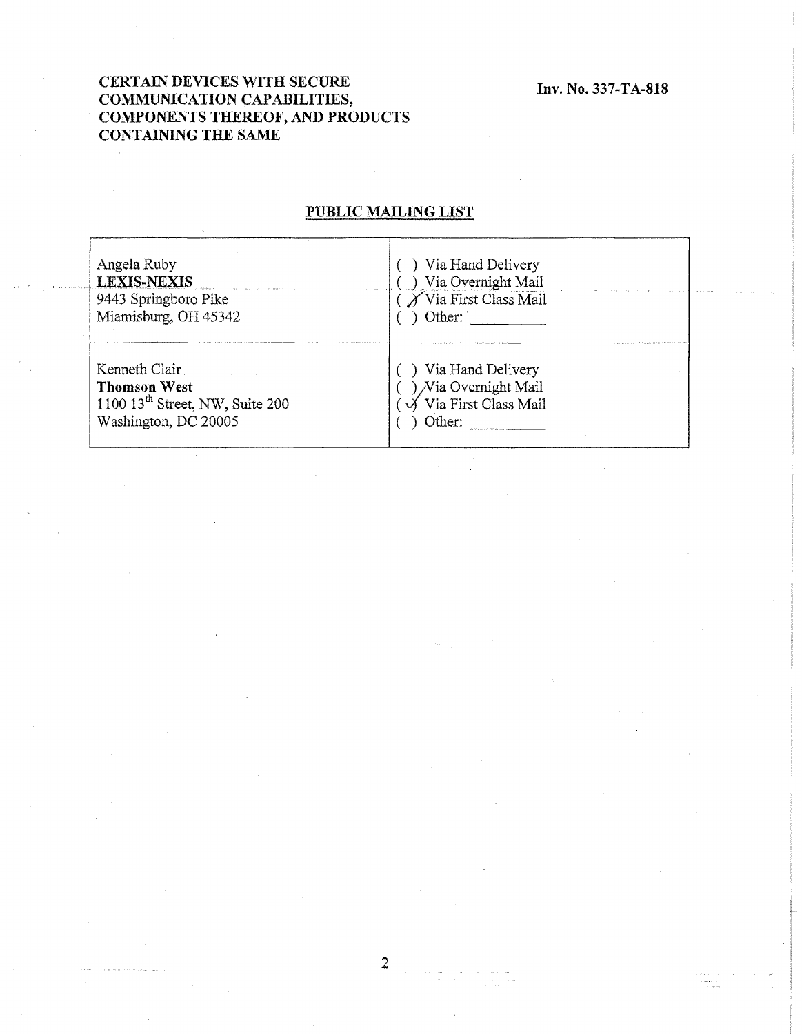**CERTAIN DEVICES WITH SECURE COMMUNICATION CAPABILITIES, COMPONENTS THEREOF, AND PRODUCTS CONTAINING THE SAME**

**Inv. No. 337-TA-818**

## PUBLIC MAILING LIST

| | |
|---|---|
| Angela Ruby<br>**LEXIS-NEXIS**<br>9443 Springboro Pike<br>Miamisburg, OH 45342 | ( ) Via Hand Delivery<br>( ) Via Overnight Mail<br>( ✓) Via First Class Mail<br>( ) Other: ________ |
| Kenneth Clair<br>**Thomson West**<br>1100 13th Street, NW, Suite 200<br>Washington, DC 20005 | ( ) Via Hand Delivery<br>( ) Via Overnight Mail<br>( ✓) Via First Class Mail<br>( ) Other: ________ |